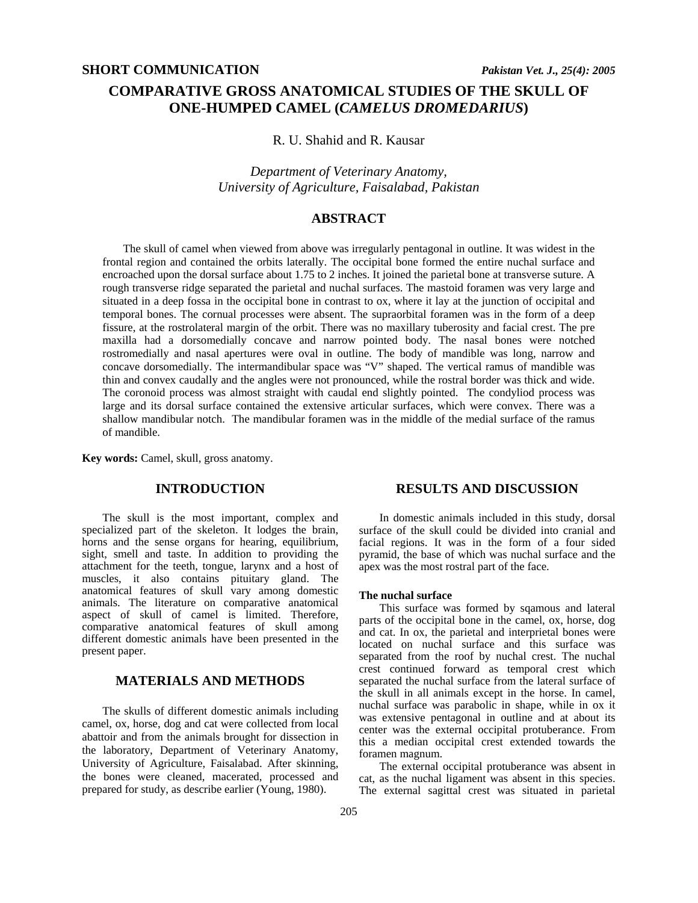SHORT COMMUNICATION

# COMPARATIVE GROSS ANATOMICAL STUDIES OF THE SKULL OF ONE-HUMPED CAMEL (*CAMELUS DROMEDARIUS*)

R. U. Shahid and R. Kausar

*Department of Veterinary Anatomy, University of Agriculture, Faisalabad, Pakistan*

## ABSTRACT

The skull of camel when viewed from above was irregularly pentagonal in outline. It was widest in the frontal region and contained the orbits laterally. The occipital bone formed the entire nuchal surface and encroached upon the dorsal surface about 1.75 to 2 inches. It joined the parietal bone at transverse suture. A rough transverse ridge separated the parietal and nuchal surfaces. The mastoid foramen was very large and situated in a deep fossa in the occipital bone in contrast to ox, where it lay at the junction of occipital and temporal bones. The cornual processes were absent. The supraorbital foramen was in the form of a deep fissure, at the rostrolateral margin of the orbit. There was no maxillary tuberosity and facial crest. The pre maxilla had a dorsomedially concave and narrow pointed body. The nasal bones were notched rostromedially and nasal apertures were oval in outline. The body of mandible was long, narrow and concave dorsomedially. The intermandibular space was "V" shaped. The vertical ramus of mandible was thin and convex caudally and the angles were not pronounced, while the rostral border was thick and wide. The coronoid process was almost straight with caudal end slightly pointed. The condyliod process was large and its dorsal surface contained the extensive articular surfaces, which were convex. There was a shallow mandibular notch. The mandibular foramen was in the middle of the medial surface of the ramus of mandible.

**Key words:** Camel, skull, gross anatomy.

## INTRODUCTION

The skull is the most important, complex and specialized part of the skeleton. It lodges the brain, horns and the sense organs for hearing, equilibrium, sight, smell and taste. In addition to providing the attachment for the teeth, tongue, larynx and a host of muscles, it also contains pituitary gland. The anatomical features of skull vary among domestic animals. The literature on comparative anatomical aspect of skull of camel is limited. Therefore, comparative anatomical features of skull among different domestic animals have been presented in the present paper.

## MATERIALS AND METHODS

The skulls of different domestic animals including camel, ox, horse, dog and cat were collected from local abattoir and from the animals brought for dissection in the laboratory, Department of Veterinary Anatomy, University of Agriculture, Faisalabad. After skinning, the bones were cleaned, macerated, processed and prepared for study, as describe earlier (Young, 1980).

## RESULTS AND DISCUSSION

In domestic animals included in this study, dorsal surface of the skull could be divided into cranial and facial regions. It was in the form of a four sided pyramid, the base of which was nuchal surface and the apex was the most rostral part of the face.

### The nuchal surface

This surface was formed by sqamous and lateral parts of the occipital bone in the camel, ox, horse, dog and cat. In ox, the parietal and interprietal bones were located on nuchal surface and this surface was separated from the roof by nuchal crest. The nuchal crest continued forward as temporal crest which separated the nuchal surface from the lateral surface of the skull in all animals except in the horse. In camel, nuchal surface was parabolic in shape, while in ox it was extensive pentagonal in outline and at about its center was the external occipital protuberance. From this a median occipital crest extended towards the foramen magnum.

The external occipital protuberance was absent in cat, as the nuchal ligament was absent in this species. The external sagittal crest was situated in parietal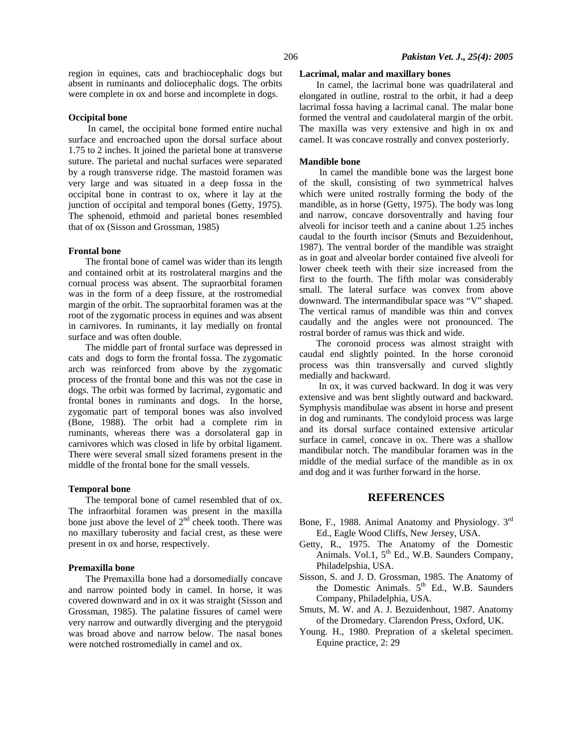region in equines, cats and brachiocephalic dogs but absent in ruminants and doliocephalic dogs. The orbits were complete in ox and horse and incomplete in dogs.

### Occipital bone

In camel, the occipital bone formed entire nuchal surface and encroached upon the dorsal surface about 1.75 to 2 inches. It joined the parietal bone at transverse suture. The parietal and nuchal surfaces were separated by a rough transverse ridge. The mastoid foramen was very large and was situated in a deep fossa in the occipital bone in contrast to ox, where it lay at the junction of occipital and temporal bones (Getty, 1975). The sphenoid, ethmoid and parietal bones resembled that of ox (Sisson and Grossman, 1985)

### Frontal bone

The frontal bone of camel was wider than its length and contained orbit at its rostrolateral margins and the cornual process was absent. The supraorbital foramen was in the form of a deep fissure, at the rostromedial margin of the orbit. The supraorbital foramen was at the root of the zygomatic process in equines and was absent in carnivores. In ruminants, it lay medially on frontal surface and was often double.

The middle part of frontal surface was depressed in cats and dogs to form the frontal fossa. The zygomatic arch was reinforced from above by the zygomatic process of the frontal bone and this was not the case in dogs. The orbit was formed by lacrimal, zygomatic and frontal bones in ruminants and dogs. In the horse, zygomatic part of temporal bones was also involved (Bone, 1988). The orbit had a complete rim in ruminants, whereas there was a dorsolateral gap in carnivores which was closed in life by orbital ligament. There were several small sized foramens present in the middle of the frontal bone for the small vessels.

### Temporal bone

The temporal bone of camel resembled that of ox. The infraorbital foramen was present in the maxilla bone just above the level of 2nd cheek tooth. There was no maxillary tuberosity and facial crest, as these were present in ox and horse, respectively.

### Premaxilla bone

The Premaxilla bone had a dorsomedially concave and narrow pointed body in camel. In horse, it was covered downward and in ox it was straight (Sisson and Grossman, 1985). The palatine fissures of camel were very narrow and outwardly diverging and the pterygoid was broad above and narrow below. The nasal bones were notched rostromedially in camel and ox.

### Lacrimal, malar and maxillary bones

In camel, the lacrimal bone was quadrilateral and elongated in outline, rostral to the orbit, it had a deep lacrimal fossa having a lacrimal canal. The malar bone formed the ventral and caudolateral margin of the orbit. The maxilla was very extensive and high in ox and camel. It was concave rostrally and convex posteriorly.

### Mandible bone

In camel the mandible bone was the largest bone of the skull, consisting of two symmetrical halves which were united rostrally forming the body of the mandible, as in horse (Getty, 1975). The body was long and narrow, concave dorsoventrally and having four alveoli for incisor teeth and a canine about 1.25 inches caudal to the fourth incisor (Smuts and Bezuidenhout, 1987). The ventral border of the mandible was straight as in goat and alveolar border contained five alveoli for lower cheek teeth with their size increased from the first to the fourth. The fifth molar was considerably small. The lateral surface was convex from above downward. The intermandibular space was "V" shaped. The vertical ramus of mandible was thin and convex caudally and the angles were not pronounced. The rostral border of ramus was thick and wide.

The coronoid process was almost straight with caudal end slightly pointed. In the horse coronoid process was thin transversally and curved slightly medially and backward.

In ox, it was curved backward. In dog it was very extensive and was bent slightly outward and backward. Symphysis mandibulae was absent in horse and present in dog and ruminants. The condyloid process was large and its dorsal surface contained extensive articular surface in camel, concave in ox. There was a shallow mandibular notch. The mandibular foramen was in the middle of the medial surface of the mandible as in ox and dog and it was further forward in the horse.

## REFERENCES

Bone, F., 1988. Animal Anatomy and Physiology. 3rd Ed., Eagle Wood Cliffs, New Jersey, USA.

Getty, R., 1975. The Anatomy of the Domestic Animals. Vol.1, 5th Ed., W.B. Saunders Company, Philadelpshia, USA.

Sisson, S. and J. D. Grossman, 1985. The Anatomy of the Domestic Animals. 5th Ed., W.B. Saunders Company, Philadelphia, USA.

Smuts, M. W. and A. J. Bezuidenhout, 1987. Anatomy of the Dromedary. Clarendon Press, Oxford, UK.

Young. H., 1980. Prepration of a skeletal specimen. Equine practice, 2: 29